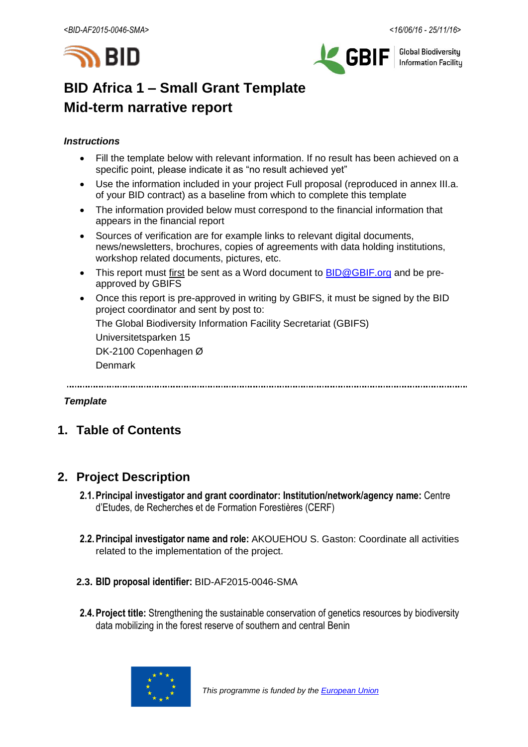# BID Africa 1 – Small Grant Template
# Mid-term narrative report

***Instructions***

- Fill the template below with relevant information. If no result has been achieved on a specific point, please indicate it as "no result achieved yet"
- Use the information included in your project Full proposal (reproduced in annex III.a. of your BID contract) as a baseline from which to complete this template
- The information provided below must correspond to the financial information that appears in the financial report
- Sources of verification are for example links to relevant digital documents, news/newsletters, brochures, copies of agreements with data holding institutions, workshop related documents, pictures, etc.
- This report must first be sent as a Word document to BID@GBIF.org and be pre-approved by GBIFS
- Once this report is pre-approved in writing by GBIFS, it must be signed by the BID project coordinator and sent by post to:

  The Global Biodiversity Information Facility Secretariat (GBIFS)

  Universitetsparken 15

  DK-2100 Copenhagen Ø

  Denmark

---

***Template***

## 1. Table of Contents

## 2. Project Description

**2.1. Principal investigator and grant coordinator: Institution/network/agency name:** Centre d'Etudes, de Recherches et de Formation Forestières (CERF)

**2.2. Principal investigator name and role:** AKOUEHOU S. Gaston: Coordinate all activities related to the implementation of the project.

**2.3. BID proposal identifier:** BID-AF2015-0046-SMA

**2.4. Project title:** Strengthening the sustainable conservation of genetics resources by biodiversity data mobilizing in the forest reserve of southern and central Benin

*This programme is funded by the European Union*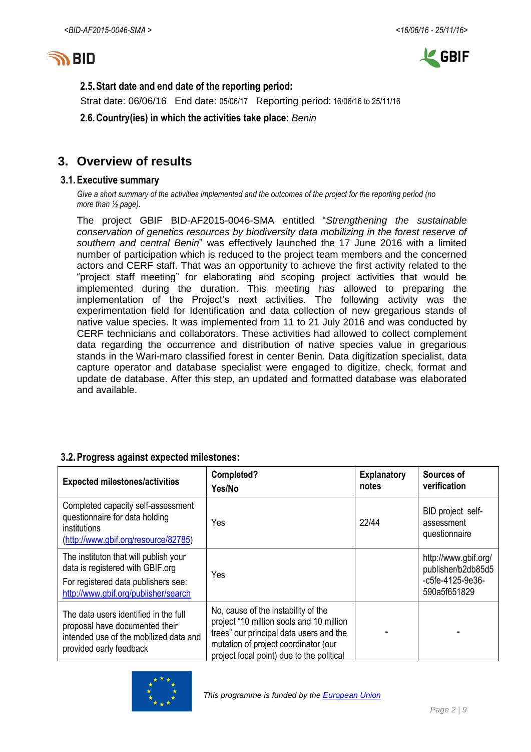**2.5. Start date and end date of the reporting period:**

Strat date: 06/06/16   End date: 05/06/17   Reporting period: 16/06/16 to 25/11/16

**2.6. Country(ies) in which the activities take place:** *Benin*

# 3. Overview of results

## 3.1. Executive summary

*Give a short summary of the activities implemented and the outcomes of the project for the reporting period (no more than ½ page).*

The project GBIF BID-AF2015-0046-SMA entitled "*Strengthening the sustainable conservation of genetics resources by biodiversity data mobilizing in the forest reserve of southern and central Benin*" was effectively launched the 17 June 2016 with a limited number of participation which is reduced to the project team members and the concerned actors and CERF staff. That was an opportunity to achieve the first activity related to the "project staff meeting" for elaborating and scoping project activities that would be implemented during the duration. This meeting has allowed to preparing the implementation of the Project's next activities. The following activity was the experimentation field for Identification and data collection of new gregarious stands of native value species. It was implemented from 11 to 21 July 2016 and was conducted by CERF technicians and collaborators. These activities had allowed to collect complement data regarding the occurrence and distribution of native species value in gregarious stands in the Wari-maro classified forest in center Benin. Data digitization specialist, data capture operator and database specialist were engaged to digitize, check, format and update de database. After this step, an updated and formatted database was elaborated and available.

## 3.2. Progress against expected milestones:

| Expected milestones/activities | Completed? Yes/No | Explanatory notes | Sources of verification |
|---|---|---|---|
| Completed capacity self-assessment questionnaire for data holding institutions (http://www.gbif.org/resource/82785) | Yes | 22/44 | BID project self-assessment questionnaire |
| The instituton that will publish your data is registered with GBIF.org<br>For registered data publishers see: http://www.gbif.org/publisher/search | Yes | | http://www.gbif.org/publisher/b2db85d5-c5fe-4125-9e36-590a5f651829 |
| The data users identified in the full proposal have documented their intended use of the mobilized data and provided early feedback | No, cause of the instability of the project "10 million sools and 10 million trees" our principal data users and the mutation of project coordinator (our project focal point) due to the political | - | - |

This programme is funded by the European Union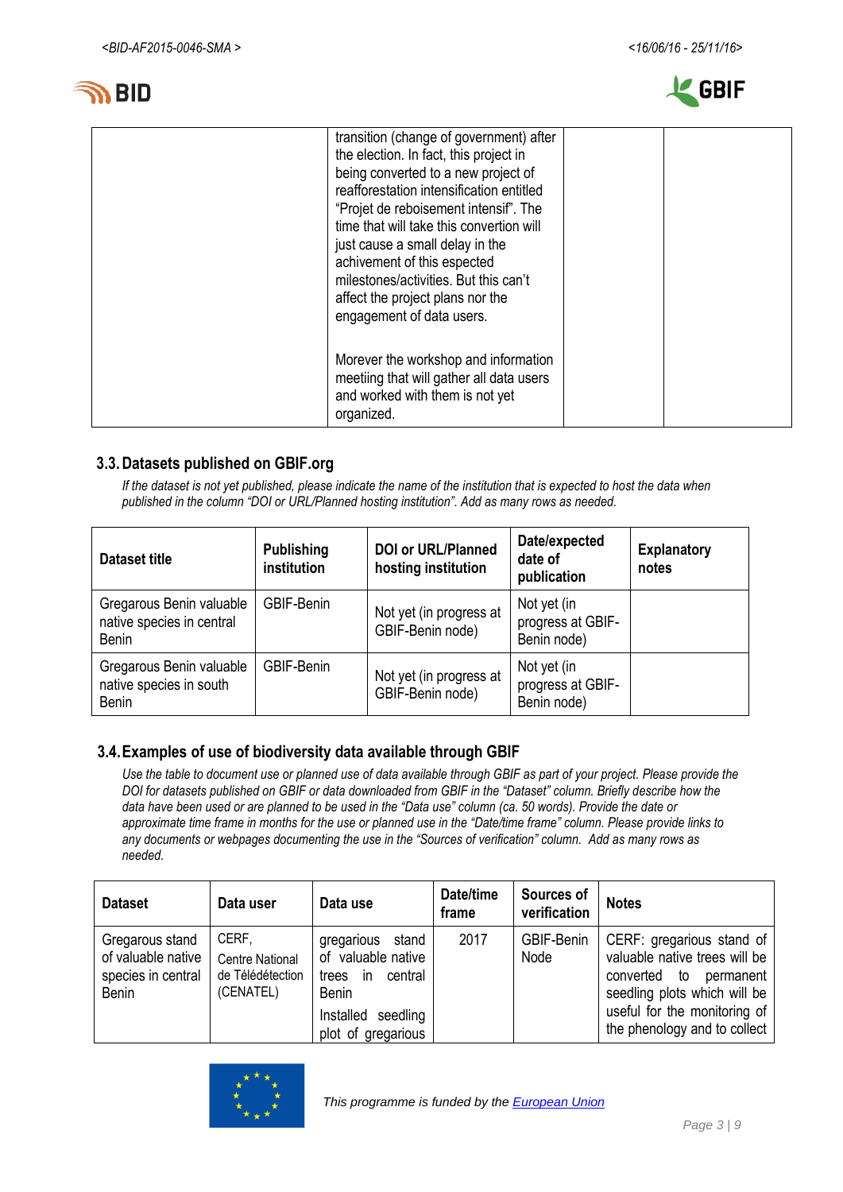| | transition (change of government) after the election. In fact, this project in being converted to a new project of reafforestation intensification entitled "Projet de reboisement intensif". The time that will take this convertion will just cause a small delay in the achivement of this expected milestones/activities. But this can't affect the project plans nor the engagement of data users.<br><br>Morever the workshop and information meetiing that will gather all data users and worked with them is not yet organized. | | |
|---|---|---|---|

### 3.3. Datasets published on GBIF.org

*If the dataset is not yet published, please indicate the name of the institution that is expected to host the data when published in the column "DOI or URL/Planned hosting institution". Add as many rows as needed.*

| Dataset title | Publishing institution | DOI or URL/Planned hosting institution | Date/expected date of publication | Explanatory notes |
|---|---|---|---|---|
| Gregarous Benin valuable native species in central Benin | GBIF-Benin | Not yet (in progress at GBIF-Benin node) | Not yet (in progress at GBIF-Benin node) | |
| Gregarous Benin valuable native species in south Benin | GBIF-Benin | Not yet (in progress at GBIF-Benin node) | Not yet (in progress at GBIF-Benin node) | |

### 3.4. Examples of use of biodiversity data available through GBIF

*Use the table to document use or planned use of data available through GBIF as part of your project. Please provide the DOI for datasets published on GBIF or data downloaded from GBIF in the "Dataset" column. Briefly describe how the data have been used or are planned to be used in the "Data use" column (ca. 50 words). Provide the date or approximate time frame in months for the use or planned use in the "Date/time frame" column. Please provide links to any documents or webpages documenting the use in the "Sources of verification" column. Add as many rows as needed.*

| Dataset | Data user | Data use | Date/time frame | Sources of verification | Notes |
|---|---|---|---|---|---|
| Gregarous stand of valuable native species in central Benin | CERF, Centre National de Télédétection (CENATEL) | gregarious stand of valuable native trees in central Benin<br><br>Installed seedling plot of gregarious | 2017 | GBIF-Benin Node | CERF: gregarious stand of valuable native trees will be converted to permanent seedling plots which will be useful for the monitoring of the phenology and to collect |

This programme is funded by the European Union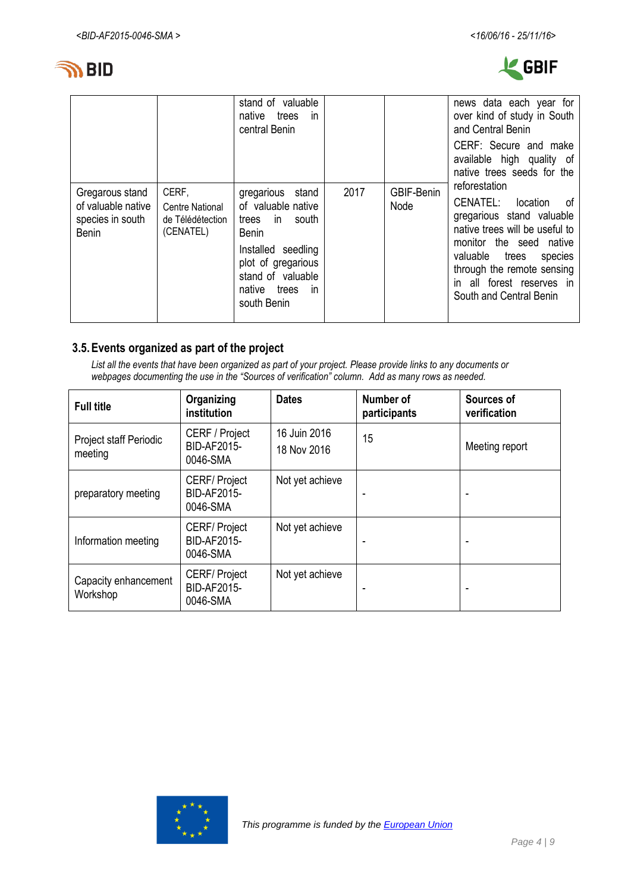|  |  | stand of valuable native trees in central Benin |  |  | news data each year for over kind of study in South and Central Benin<br>CERF: Secure and make available high quality of native trees seeds for the reforestation |
|---|---|---|---|---|---|
| Gregarous stand of valuable native species in south Benin | CERF, Centre National de Télédétection (CENATEL) | gregarious stand of valuable native trees in south Benin<br>Installed seedling plot of gregarious stand of valuable native trees in south Benin | 2017 | GBIF-Benin Node | CENATEL: location of gregarious stand valuable native trees will be useful to monitor the seed native valuable trees species through the remote sensing in all forest reserves in South and Central Benin |

### 3.5. Events organized as part of the project

*List all the events that have been organized as part of your project. Please provide links to any documents or webpages documenting the use in the "Sources of verification" column. Add as many rows as needed.*

| Full title | Organizing institution | Dates | Number of participants | Sources of verification |
|---|---|---|---|---|
| Project staff Periodic meeting | CERF / Project BID-AF2015-0046-SMA | 16 Juin 2016<br>18 Nov 2016 | 15 | Meeting report |
| preparatory meeting | CERF/ Project BID-AF2015-0046-SMA | Not yet achieve | - | - |
| Information meeting | CERF/ Project BID-AF2015-0046-SMA | Not yet achieve | - | - |
| Capacity enhancement Workshop | CERF/ Project BID-AF2015-0046-SMA | Not yet achieve | - | - |

*This programme is funded by the European Union*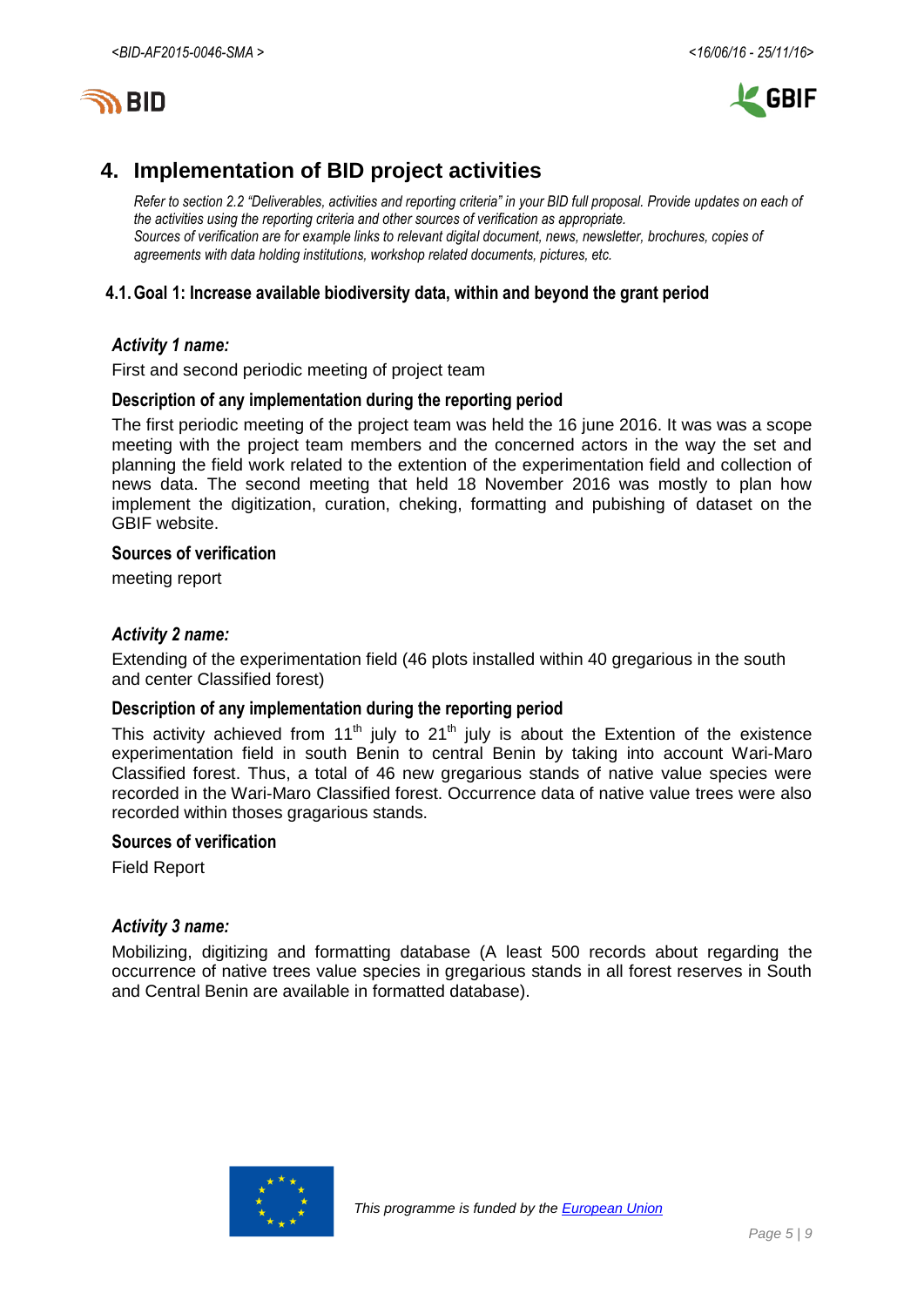# 4. Implementation of BID project activities

*Refer to section 2.2 "Deliverables, activities and reporting criteria" in your BID full proposal. Provide updates on each of the activities using the reporting criteria and other sources of verification as appropriate.*
*Sources of verification are for example links to relevant digital document, news, newsletter, brochures, copies of agreements with data holding institutions, workshop related documents, pictures, etc.*

## 4.1. Goal 1: Increase available biodiversity data, within and beyond the grant period

### *Activity 1 name:*

First and second periodic meeting of project team

**Description of any implementation during the reporting period**

The first periodic meeting of the project team was held the 16 june 2016. It was was a scope meeting with the project team members and the concerned actors in the way the set and planning the field work related to the extention of the experimentation field and collection of news data. The second meeting that held 18 November 2016 was mostly to plan how implement the digitization, curation, cheking, formatting and pubishing of dataset on the GBIF website.

**Sources of verification**

meeting report

### *Activity 2 name:*

Extending of the experimentation field (46 plots installed within 40 gregarious in the south and center Classified forest)

**Description of any implementation during the reporting period**

This activity achieved from 11th july to 21th july is about the Extention of the existence experimentation field in south Benin to central Benin by taking into account Wari-Maro Classified forest. Thus, a total of 46 new gregarious stands of native value species were recorded in the Wari-Maro Classified forest. Occurrence data of native value trees were also recorded within thoses gragarious stands.

**Sources of verification**

Field Report

### *Activity 3 name:*

Mobilizing, digitizing and formatting database (A least 500 records about regarding the occurrence of native trees value species in gregarious stands in all forest reserves in South and Central Benin are available in formatted database).

This programme is funded by the European Union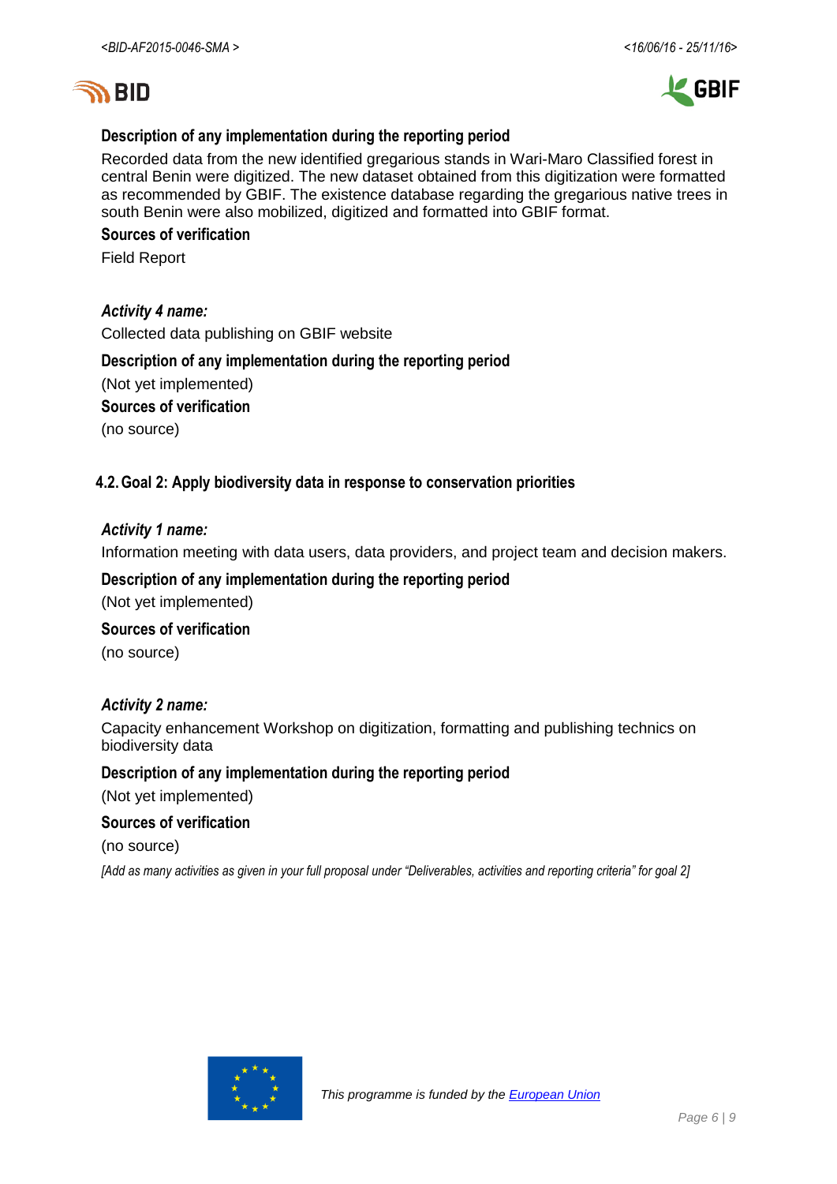**Description of any implementation during the reporting period**

Recorded data from the new identified gregarious stands in Wari-Maro Classified forest in central Benin were digitized. The new dataset obtained from this digitization were formatted as recommended by GBIF. The existence database regarding the gregarious native trees in south Benin were also mobilized, digitized and formatted into GBIF format.

**Sources of verification**

Field Report

***Activity 4 name:***

Collected data publishing on GBIF website

**Description of any implementation during the reporting period**

(Not yet implemented)

**Sources of verification**

(no source)

## 4.2. Goal 2: Apply biodiversity data in response to conservation priorities

***Activity 1 name:***

Information meeting with data users, data providers, and project team and decision makers.

**Description of any implementation during the reporting period**

(Not yet implemented)

**Sources of verification**

(no source)

***Activity 2 name:***

Capacity enhancement Workshop on digitization, formatting and publishing technics on biodiversity data

**Description of any implementation during the reporting period**

(Not yet implemented)

**Sources of verification**

(no source)

*[Add as many activities as given in your full proposal under "Deliverables, activities and reporting criteria" for goal 2]*

*This programme is funded by the European Union*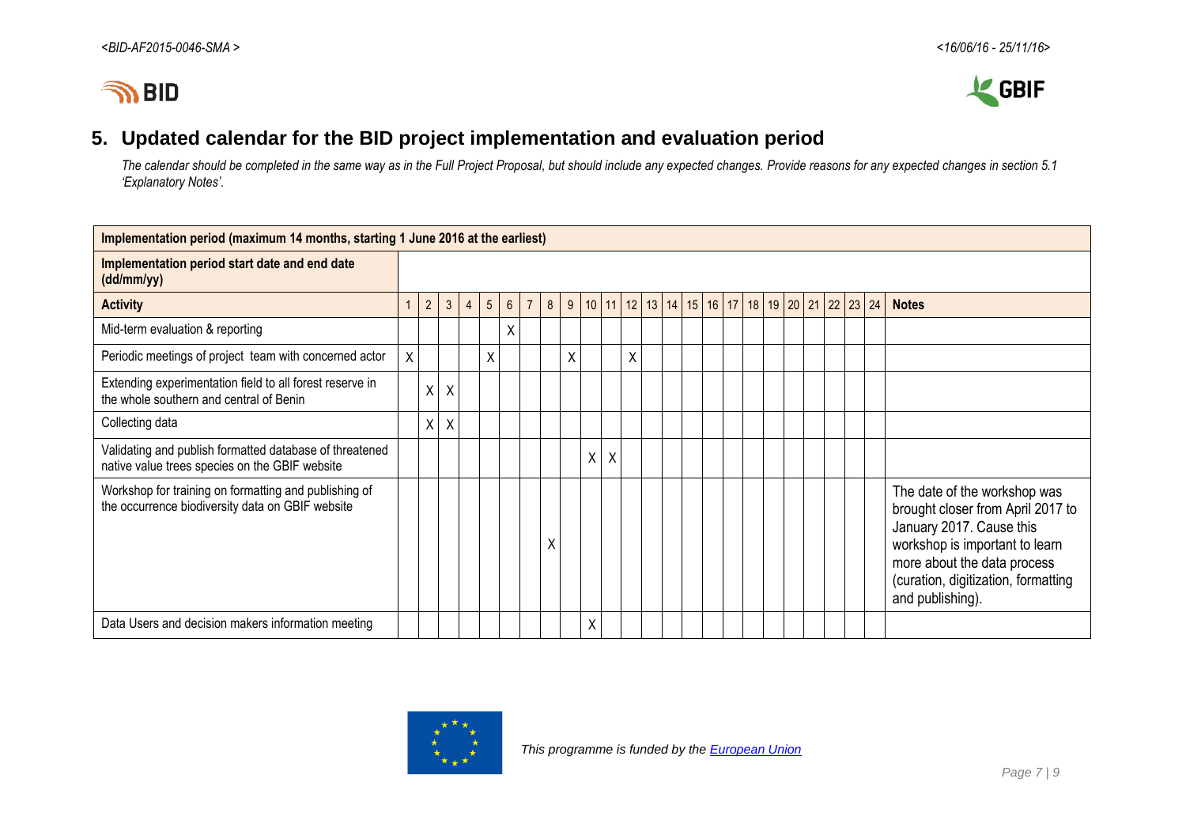## 5. Updated calendar for the BID project implementation and evaluation period

*The calendar should be completed in the same way as in the Full Project Proposal, but should include any expected changes. Provide reasons for any expected changes in section 5.1 'Explanatory Notes'.*

| **Implementation period (maximum 14 months, starting 1 June 2016 at the earliest)** | | | | | | | | | | | | | | | | | | | | | | | | | |
|---|---|---|---|---|---|---|---|---|---|---|---|---|---|---|---|---|---|---|---|---|---|---|---|---|---|
| **Implementation period start date and end date (dd/mm/yy)** | | | | | | | | | | | | | | | | | | | | | | | | | |
| **Activity** | 1 | 2 | 3 | 4 | 5 | 6 | 7 | 8 | 9 | 10 | 11 | 12 | 13 | 14 | 15 | 16 | 17 | 18 | 19 | 20 | 21 | 22 | 23 | 24 | **Notes** |
| Mid-term evaluation & reporting | | | | | | X | | | | | | | | | | | | | | | | | | | |
| Periodic meetings of project team with concerned actor | X | | | | X | | | | X | | | X | | | | | | | | | | | | | |
| Extending experimentation field to all forest reserve in the whole southern and central of Benin | | X | X | | | | | | | | | | | | | | | | | | | | | | |
| Collecting data | | X | X | | | | | | | | | | | | | | | | | | | | | | |
| Validating and publish formatted database of threatened native value trees species on the GBIF website | | | | | | | | | | X | X | | | | | | | | | | | | | | |
| Workshop for training on formatting and publishing of the occurrence biodiversity data on GBIF website | | | | | | | | X | | | | | | | | | | | | | | | | | The date of the workshop was brought closer from April 2017 to January 2017. Cause this workshop is important to learn more about the data process (curation, digitization, formatting and publishing). |
| Data Users and decision makers information meeting | | | | | | | | | | X | | | | | | | | | | | | | | | |

*This programme is funded by the European Union*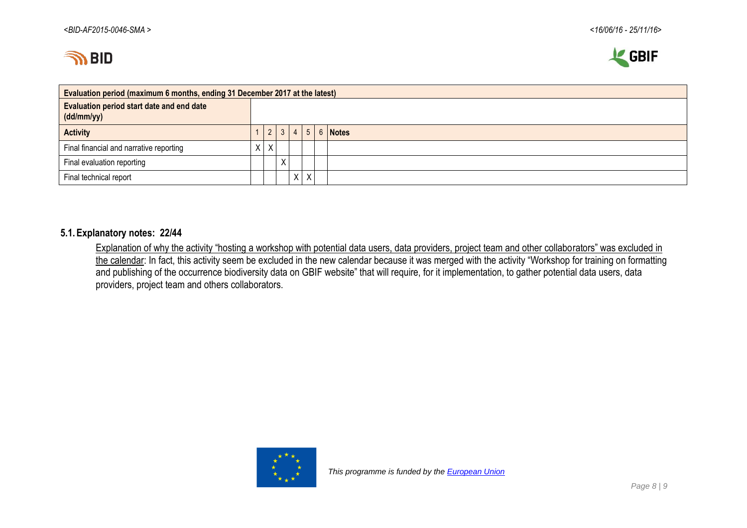| Evaluation period (maximum 6 months, ending 31 December 2017 at the latest) | | | | | | | |
|---|---|---|---|---|---|---|---|
| **Evaluation period start date and end date (dd/mm/yy)** | | | | | | | |
| **Activity** | 1 | 2 | 3 | 4 | 5 | 6 | **Notes** |
| Final financial and narrative reporting | X | X | | | | | |
| Final evaluation reporting | | | X | | | | |
| Final technical report | | | | X | X | | |

### 5.1. Explanatory notes: 22/44

Explanation of why the activity "hosting a workshop with potential data users, data providers, project team and other collaborators" was excluded in the calendar: In fact, this activity seem be excluded in the new calendar because it was merged with the activity "Workshop for training on formatting and publishing of the occurrence biodiversity data on GBIF website" that will require, for it implementation, to gather potential data users, data providers, project team and others collaborators.

*This programme is funded by the European Union*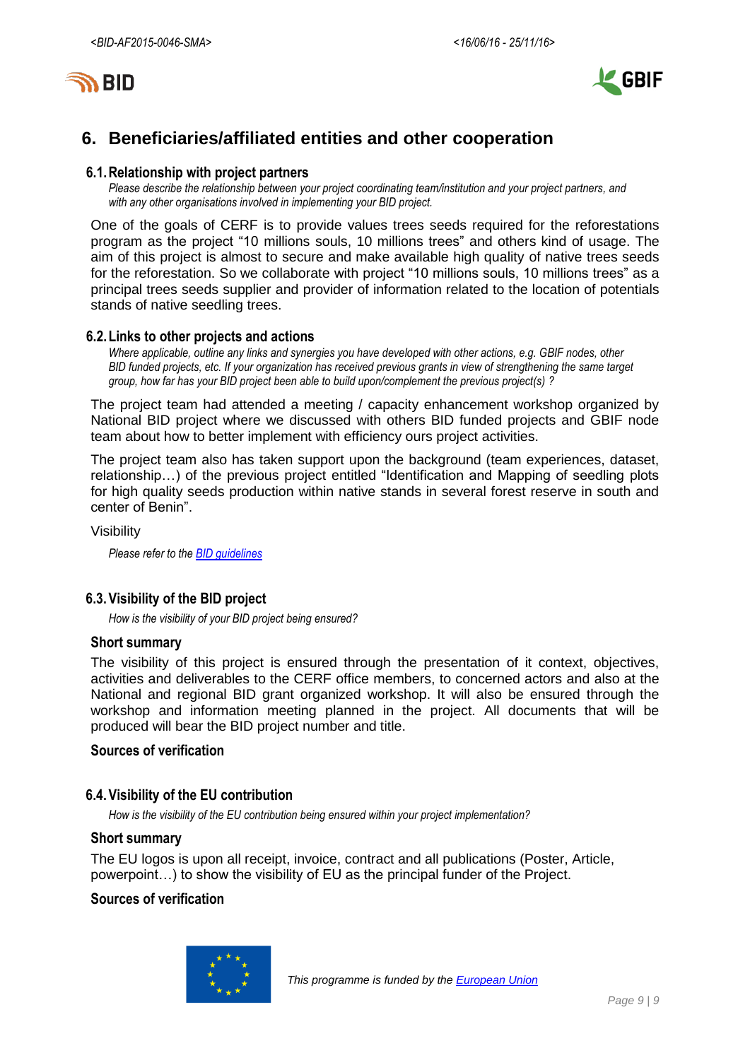## 6. Beneficiaries/affiliated entities and other cooperation

### 6.1. Relationship with project partners

*Please describe the relationship between your project coordinating team/institution and your project partners, and with any other organisations involved in implementing your BID project.*

One of the goals of CERF is to provide values trees seeds required for the reforestations program as the project "10 millions souls, 10 millions trees" and others kind of usage. The aim of this project is almost to secure and make available high quality of native trees seeds for the reforestation. So we collaborate with project "10 millions souls, 10 millions trees" as a principal trees seeds supplier and provider of information related to the location of potentials stands of native seedling trees.

### 6.2. Links to other projects and actions

*Where applicable, outline any links and synergies you have developed with other actions, e.g. GBIF nodes, other BID funded projects, etc. If your organization has received previous grants in view of strengthening the same target group, how far has your BID project been able to build upon/complement the previous project(s) ?*

The project team had attended a meeting / capacity enhancement workshop organized by National BID project where we discussed with others BID funded projects and GBIF node team about how to better implement with efficiency ours project activities.

The project team also has taken support upon the background (team experiences, dataset, relationship…) of the previous project entitled "Identification and Mapping of seedling plots for high quality seeds production within native stands in several forest reserve in south and center of Benin".

Visibility

*Please refer to the BID guidelines*

### 6.3. Visibility of the BID project

*How is the visibility of your BID project being ensured?*

**Short summary**

The visibility of this project is ensured through the presentation of it context, objectives, activities and deliverables to the CERF office members, to concerned actors and also at the National and regional BID grant organized workshop. It will also be ensured through the workshop and information meeting planned in the project. All documents that will be produced will bear the BID project number and title.

**Sources of verification**

### 6.4. Visibility of the EU contribution

*How is the visibility of the EU contribution being ensured within your project implementation?*

**Short summary**

The EU logos is upon all receipt, invoice, contract and all publications (Poster, Article, powerpoint…) to show the visibility of EU as the principal funder of the Project.

**Sources of verification**

*This programme is funded by the European Union*